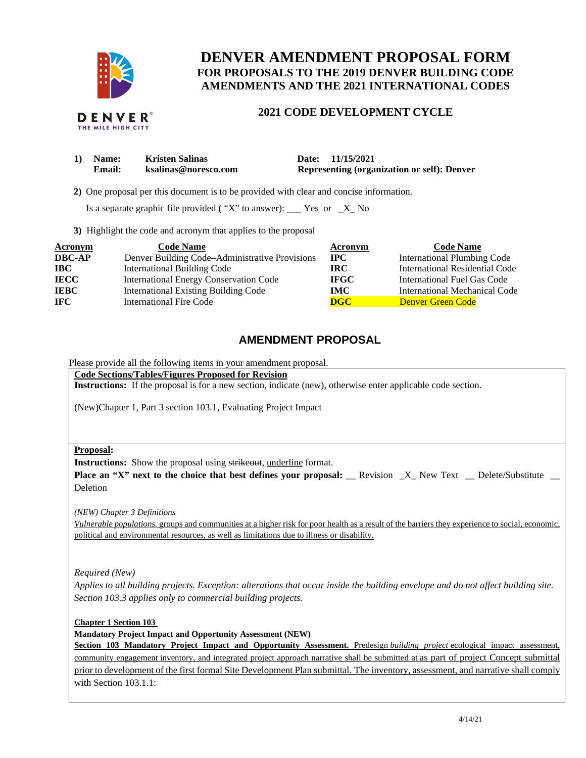# DENVER AMENDMENT PROPOSAL FORM

## FOR PROPOSALS TO THE 2019 DENVER BUILDING CODE AMENDMENTS AND THE 2021 INTERNATIONAL CODES

### 2021 CODE DEVELOPMENT CYCLE

**1) Name:** **Kristen Salinas** **Date: 11/15/2021**
**Email:** **ksalinas@noresco.com** **Representing (organization or self): Denver**

**2)** One proposal per this document is to be provided with clear and concise information.

Is a separate graphic file provided ( "X" to answer): ___ Yes or _X_ No

**3)** Highlight the code and acronym that applies to the proposal

| Acronym | Code Name | Acronym | Code Name |
|---|---|---|---|
| **DBC-AP** | Denver Building Code–Administrative Provisions | **IPC** | International Plumbing Code |
| **IBC** | International Building Code | **IRC** | International Residential Code |
| **IECC** | International Energy Conservation Code | **IFGC** | International Fuel Gas Code |
| **IEBC** | International Existing Building Code | **IMC** | International Mechanical Code |
| **IFC** | International Fire Code | **DGC** | Denver Green Code |

## AMENDMENT PROPOSAL

Please provide all the following items in your amendment proposal.

**Code Sections/Tables/Figures Proposed for Revision**

**Instructions:** If the proposal is for a new section, indicate (new), otherwise enter applicable code section.

(New)Chapter 1, Part 3 section 103.1, Evaluating Project Impact

**Proposal:**

**Instructions:** Show the proposal using ~~strikeout~~, underline format.

**Place an "X" next to the choice that best defines your proposal:** __ Revision _X_ New Text __ Delete/Substitute __ Deletion

*(NEW) Chapter 3 Definitions*

*Vulnerable populations.* groups and communities at a higher risk for poor health as a result of the barriers they experience to social, economic, political and environmental resources, as well as limitations due to illness or disability.

*Required (New)*

*Applies to all building projects. Exception: alterations that occur inside the building envelope and do not affect building site. Section 103.3 applies only to commercial building projects.*

**Chapter 1 Section 103**

**Mandatory Project Impact and Opportunity Assessment (NEW)**

**Section 103 Mandatory Project Impact and Opportunity Assessment.** Predesign *building project* ecological impact assessment, community engagement inventory, and integrated project approach narrative shall be submitted at as part of project Concept submittal prior to development of the first formal Site Development Plan submittal. The inventory, assessment, and narrative shall comply with Section 103.1.1: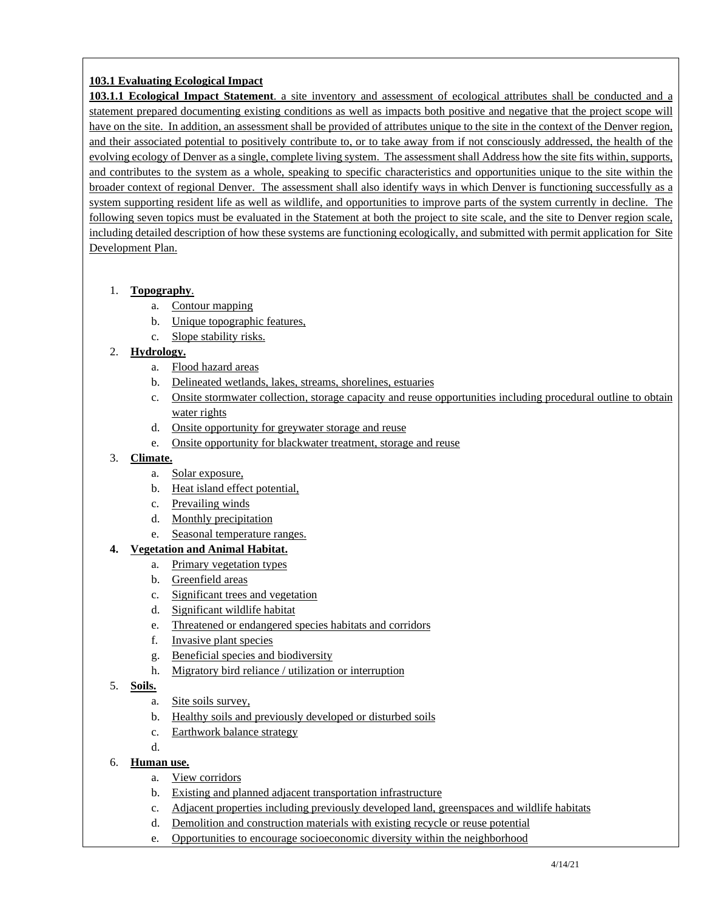**103.1 Evaluating Ecological Impact**

**103.1.1 Ecological Impact Statement**. a site inventory and assessment of ecological attributes shall be conducted and a statement prepared documenting existing conditions as well as impacts both positive and negative that the project scope will have on the site. In addition, an assessment shall be provided of attributes unique to the site in the context of the Denver region, and their associated potential to positively contribute to, or to take away from if not consciously addressed, the health of the evolving ecology of Denver as a single, complete living system. The assessment shall Address how the site fits within, supports, and contributes to the system as a whole, speaking to specific characteristics and opportunities unique to the site within the broader context of regional Denver. The assessment shall also identify ways in which Denver is functioning successfully as a system supporting resident life as well as wildlife, and opportunities to improve parts of the system currently in decline. The following seven topics must be evaluated in the Statement at both the project to site scale, and the site to Denver region scale, including detailed description of how these systems are functioning ecologically, and submitted with permit application for Site Development Plan.

1. **Topography**.
    a. Contour mapping
    b. Unique topographic features,
    c. Slope stability risks.
2. **Hydrology.**
    a. Flood hazard areas
    b. Delineated wetlands, lakes, streams, shorelines, estuaries
    c. Onsite stormwater collection, storage capacity and reuse opportunities including procedural outline to obtain water rights
    d. Onsite opportunity for greywater storage and reuse
    e. Onsite opportunity for blackwater treatment, storage and reuse
3. **Climate.**
    a. Solar exposure,
    b. Heat island effect potential,
    c. Prevailing winds
    d. Monthly precipitation
    e. Seasonal temperature ranges.
4. **Vegetation and Animal Habitat.**
    a. Primary vegetation types
    b. Greenfield areas
    c. Significant trees and vegetation
    d. Significant wildlife habitat
    e. Threatened or endangered species habitats and corridors
    f. Invasive plant species
    g. Beneficial species and biodiversity
    h. Migratory bird reliance / utilization or interruption
5. **Soils.**
    a. Site soils survey,
    b. Healthy soils and previously developed or disturbed soils
    c. Earthwork balance strategy
    d.
6. **Human use.**
    a. View corridors
    b. Existing and planned adjacent transportation infrastructure
    c. Adjacent properties including previously developed land, greenspaces and wildlife habitats
    d. Demolition and construction materials with existing recycle or reuse potential
    e. Opportunities to encourage socioeconomic diversity within the neighborhood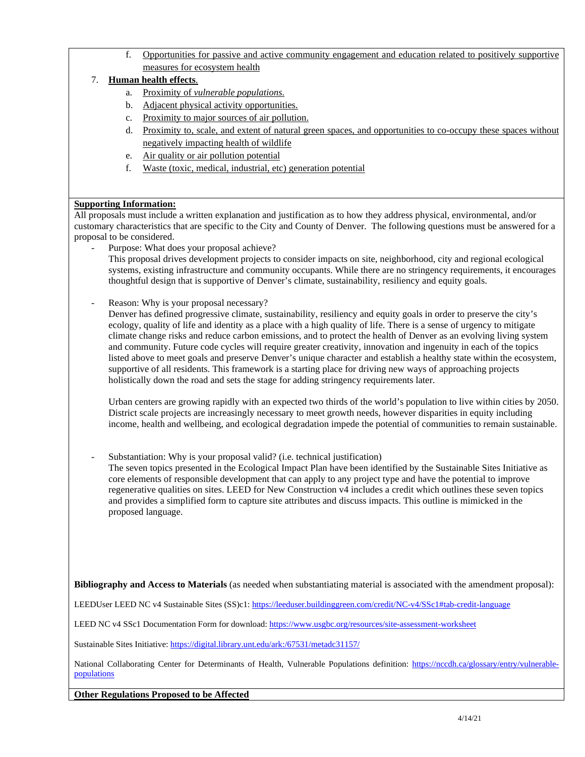f. Opportunities for passive and active community engagement and education related to positively supportive measures for ecosystem health

7. **Human health effects**.
    a. Proximity of *vulnerable populations.*
    b. Adjacent physical activity opportunities.
    c. Proximity to major sources of air pollution.
    d. Proximity to, scale, and extent of natural green spaces, and opportunities to co-occupy these spaces without negatively impacting health of wildlife
    e. Air quality or air pollution potential
    f. Waste (toxic, medical, industrial, etc) generation potential

**Supporting Information:**

All proposals must include a written explanation and justification as to how they address physical, environmental, and/or customary characteristics that are specific to the City and County of Denver. The following questions must be answered for a proposal to be considered.

- Purpose: What does your proposal achieve?
  This proposal drives development projects to consider impacts on site, neighborhood, city and regional ecological systems, existing infrastructure and community occupants. While there are no stringency requirements, it encourages thoughtful design that is supportive of Denver's climate, sustainability, resiliency and equity goals.

- Reason: Why is your proposal necessary?
  Denver has defined progressive climate, sustainability, resiliency and equity goals in order to preserve the city's ecology, quality of life and identity as a place with a high quality of life. There is a sense of urgency to mitigate climate change risks and reduce carbon emissions, and to protect the health of Denver as an evolving living system and community. Future code cycles will require greater creativity, innovation and ingenuity in each of the topics listed above to meet goals and preserve Denver's unique character and establish a healthy state within the ecosystem, supportive of all residents. This framework is a starting place for driving new ways of approaching projects holistically down the road and sets the stage for adding stringency requirements later.

  Urban centers are growing rapidly with an expected two thirds of the world's population to live within cities by 2050. District scale projects are increasingly necessary to meet growth needs, however disparities in equity including income, health and wellbeing, and ecological degradation impede the potential of communities to remain sustainable.

- Substantiation: Why is your proposal valid? (i.e. technical justification)
  The seven topics presented in the Ecological Impact Plan have been identified by the Sustainable Sites Initiative as core elements of responsible development that can apply to any project type and have the potential to improve regenerative qualities on sites. LEED for New Construction v4 includes a credit which outlines these seven topics and provides a simplified form to capture site attributes and discuss impacts. This outline is mimicked in the proposed language.

**Bibliography and Access to Materials** (as needed when substantiating material is associated with the amendment proposal):

LEEDUser LEED NC v4 Sustainable Sites (SS)c1: https://leeduser.buildinggreen.com/credit/NC-v4/SSc1#tab-credit-language

LEED NC v4 SSc1 Documentation Form for download: https://www.usgbc.org/resources/site-assessment-worksheet

Sustainable Sites Initiative: https://digital.library.unt.edu/ark:/67531/metadc31157/

National Collaborating Center for Determinants of Health, Vulnerable Populations definition: https://nccdh.ca/glossary/entry/vulnerable-populations

**Other Regulations Proposed to be Affected**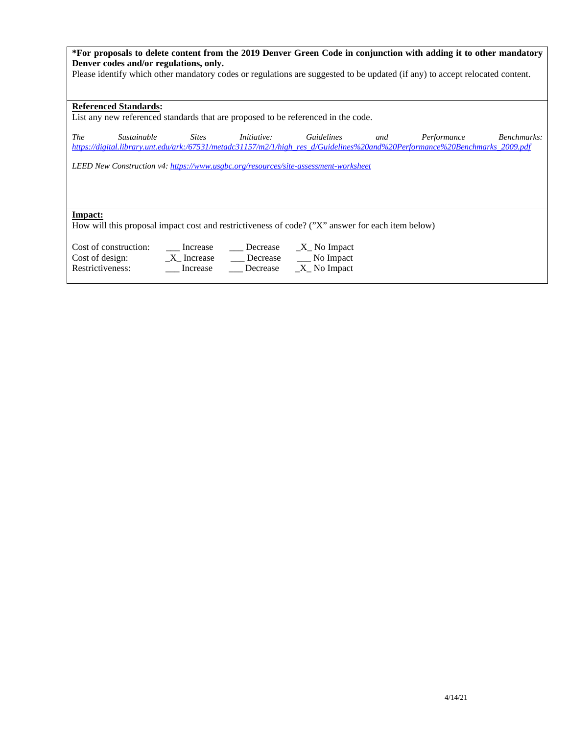**\*For proposals to delete content from the 2019 Denver Green Code in conjunction with adding it to other mandatory Denver codes and/or regulations, only.**

Please identify which other mandatory codes or regulations are suggested to be updated (if any) to accept relocated content.

**<u>Referenced Standards</u>:**

List any new referenced standards that are proposed to be referenced in the code.

*The Sustainable Sites Initiative: Guidelines and Performance Benchmarks: https://digital.library.unt.edu/ark:/67531/metadc31157/m2/1/high_res_d/Guidelines%20and%20Performance%20Benchmarks_2009.pdf*

*LEED New Construction v4: https://www.usgbc.org/resources/site-assessment-worksheet*

**<u>Impact:</u>**

How will this proposal impact cost and restrictiveness of code? (”X” answer for each item below)

| | | | |
|---|---|---|---|
| Cost of construction: | ___ Increase | ___ Decrease | _X_ No Impact |
| Cost of design: | _X_ Increase | ___ Decrease | ___ No Impact |
| Restrictiveness: | ___ Increase | ___ Decrease | _X_ No Impact |